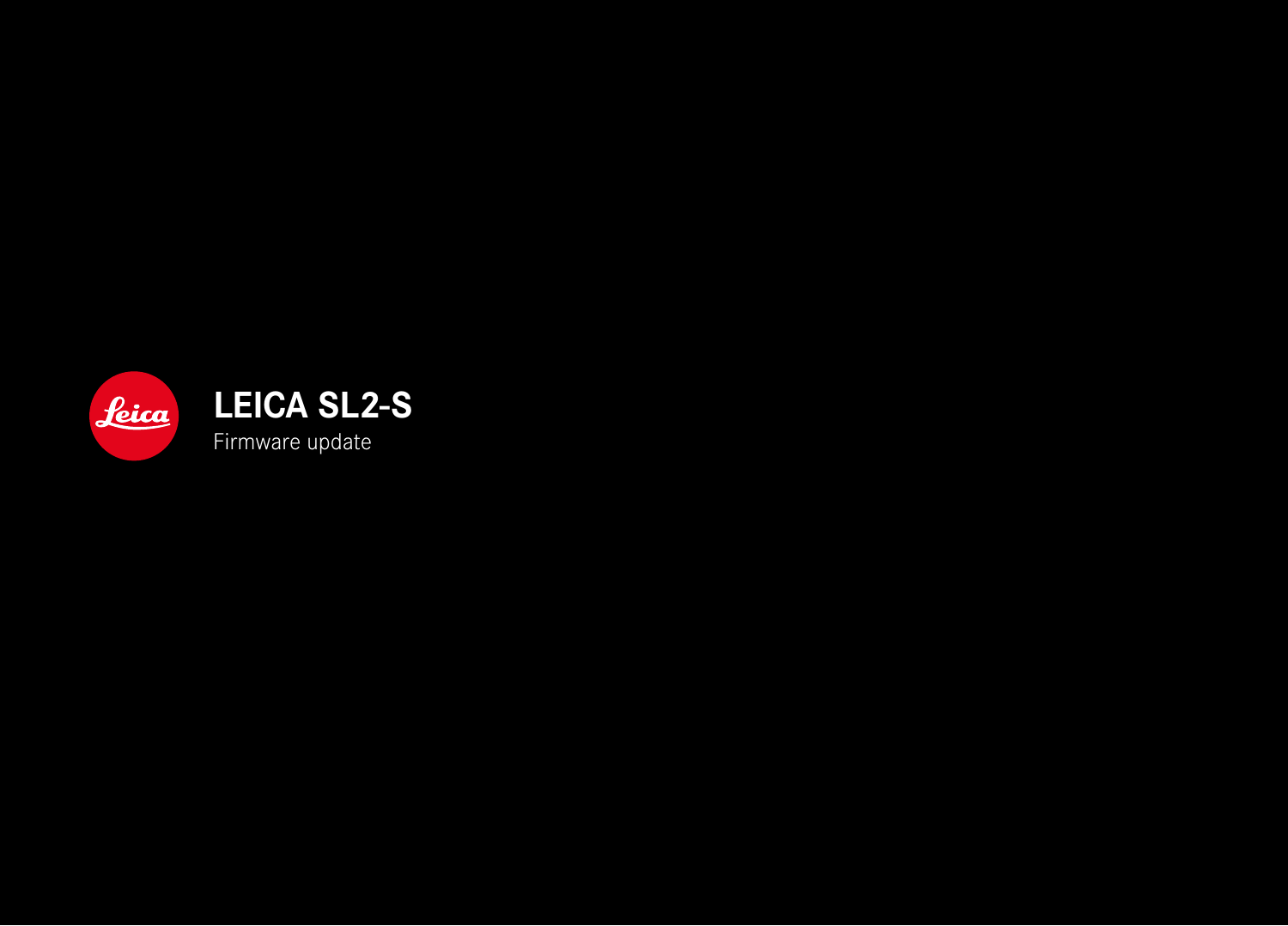# LEICA SL2-S

Firmware update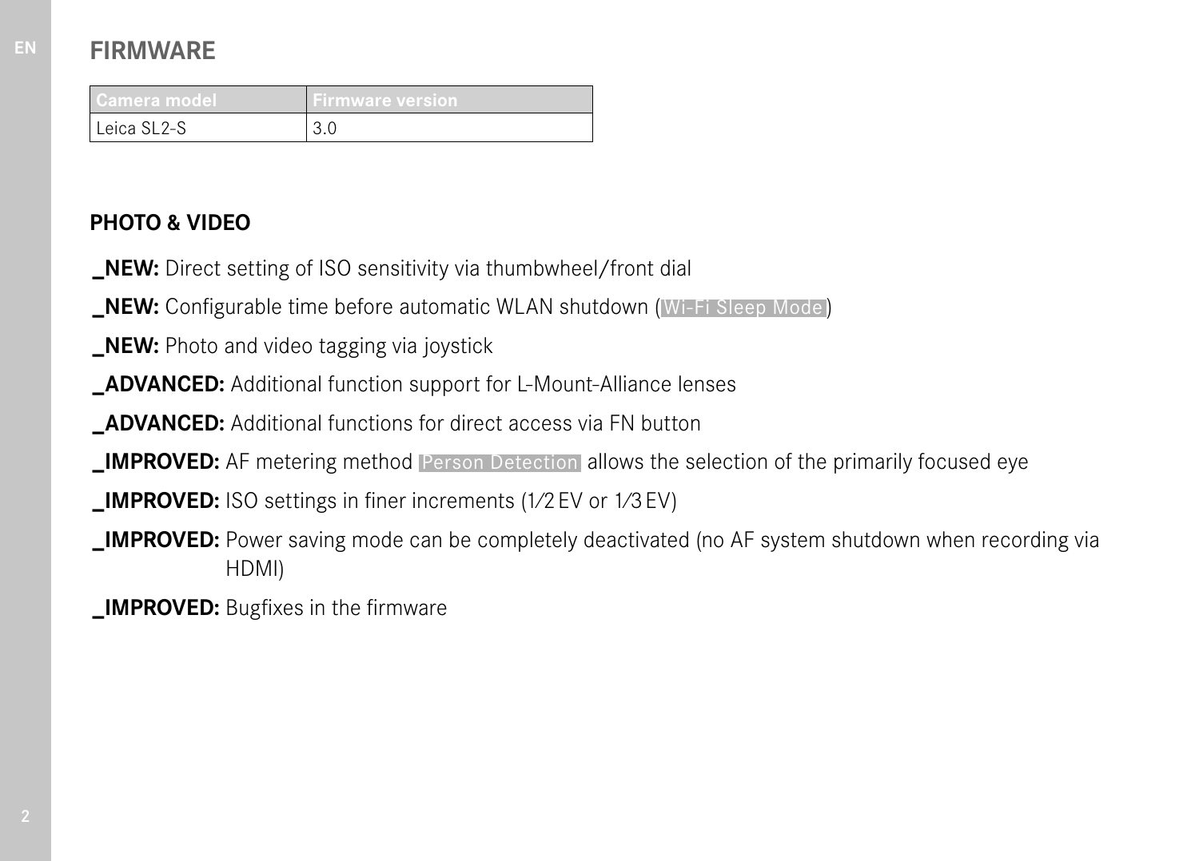# FIRMWARE

| Camera model | Firmware version |
| --- | --- |
| Leica SL2-S | 3.0 |

## PHOTO & VIDEO

**_NEW:** Direct setting of ISO sensitivity via thumbwheel/front dial

**_NEW:** Configurable time before automatic WLAN shutdown (Wi-Fi Sleep Mode)

**_NEW:** Photo and video tagging via joystick

**_ADVANCED:** Additional function support for L-Mount-Alliance lenses

**_ADVANCED:** Additional functions for direct access via FN button

**_IMPROVED:** AF metering method Person Detection allows the selection of the primarily focused eye

**_IMPROVED:** ISO settings in finer increments (1⁄2 EV or 1⁄3 EV)

**_IMPROVED:** Power saving mode can be completely deactivated (no AF system shutdown when recording via HDMI)

**_IMPROVED:** Bugfixes in the firmware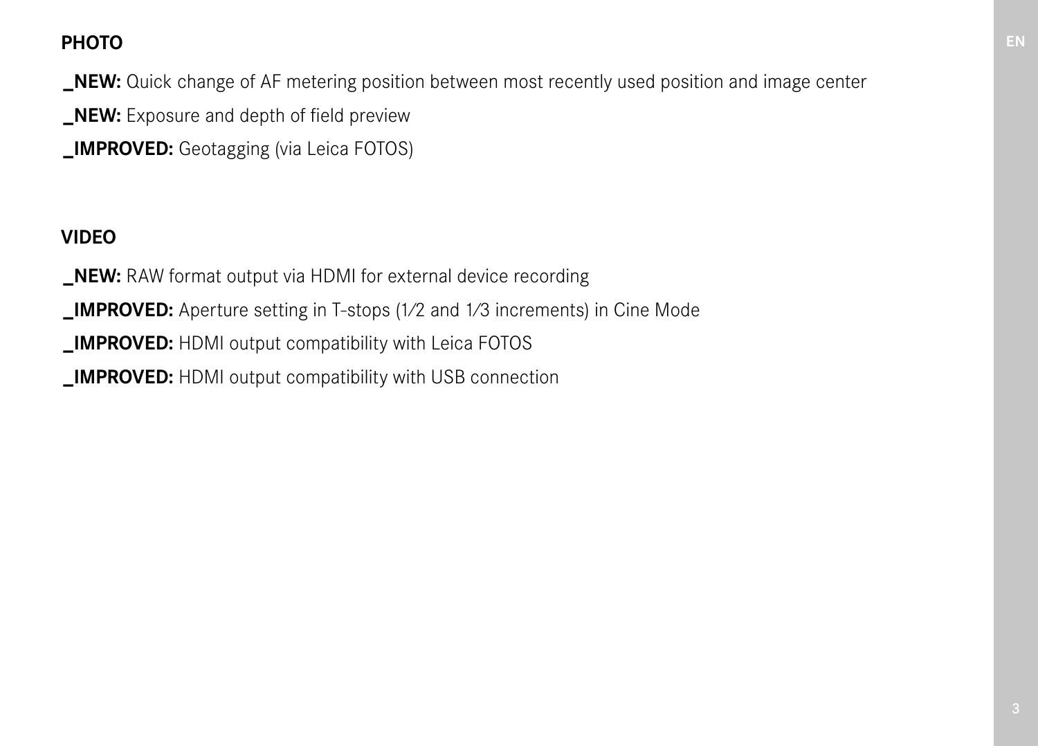## PHOTO

**_NEW:** Quick change of AF metering position between most recently used position and image center

**_NEW:** Exposure and depth of field preview

**_IMPROVED:** Geotagging (via Leica FOTOS)

## VIDEO

**_NEW:** RAW format output via HDMI for external device recording

**_IMPROVED:** Aperture setting in T-stops (1⁄2 and 1⁄3 increments) in Cine Mode

**_IMPROVED:** HDMI output compatibility with Leica FOTOS

**_IMPROVED:** HDMI output compatibility with USB connection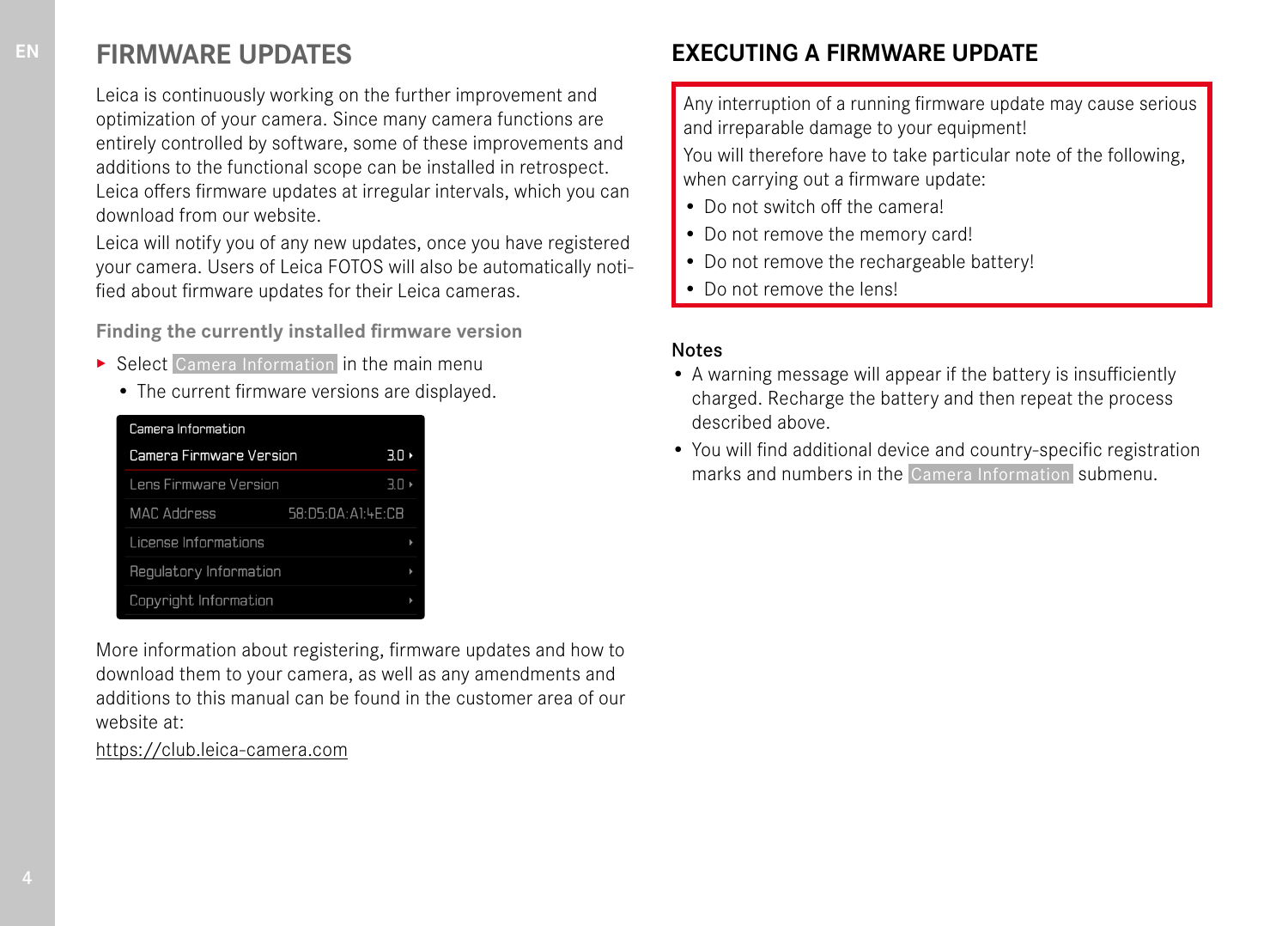## FIRMWARE UPDATES

Leica is continuously working on the further improvement and optimization of your camera. Since many camera functions are entirely controlled by software, some of these improvements and additions to the functional scope can be installed in retrospect. Leica offers firmware updates at irregular intervals, which you can download from our website.

Leica will notify you of any new updates, once you have registered your camera. Users of Leica FOTOS will also be automatically notified about firmware updates for their Leica cameras.

### Finding the currently installed firmware version

- ▸ Select Camera Information in the main menu
  - The current firmware versions are displayed.

| Camera Information | |
|---|---|
| Camera Firmware Version | 3.0 ▸ |
| Lens Firmware Version | 3.0 ▸ |
| MAC Address | 58:D5:0A:A1:4E:CB |
| License Informations | ▸ |
| Regulatory Information | ▸ |
| Copyright Information | ▸ |

More information about registering, firmware updates and how to download them to your camera, as well as any amendments and additions to this manual can be found in the customer area of our website at:

https://club.leica-camera.com

## EXECUTING A FIRMWARE UPDATE

Any interruption of a running firmware update may cause serious and irreparable damage to your equipment!

You will therefore have to take particular note of the following, when carrying out a firmware update:

- Do not switch off the camera!
- Do not remove the memory card!
- Do not remove the rechargeable battery!
- Do not remove the lens!

### Notes

- A warning message will appear if the battery is insufficiently charged. Recharge the battery and then repeat the process described above.
- You will find additional device and country-specific registration marks and numbers in the Camera Information submenu.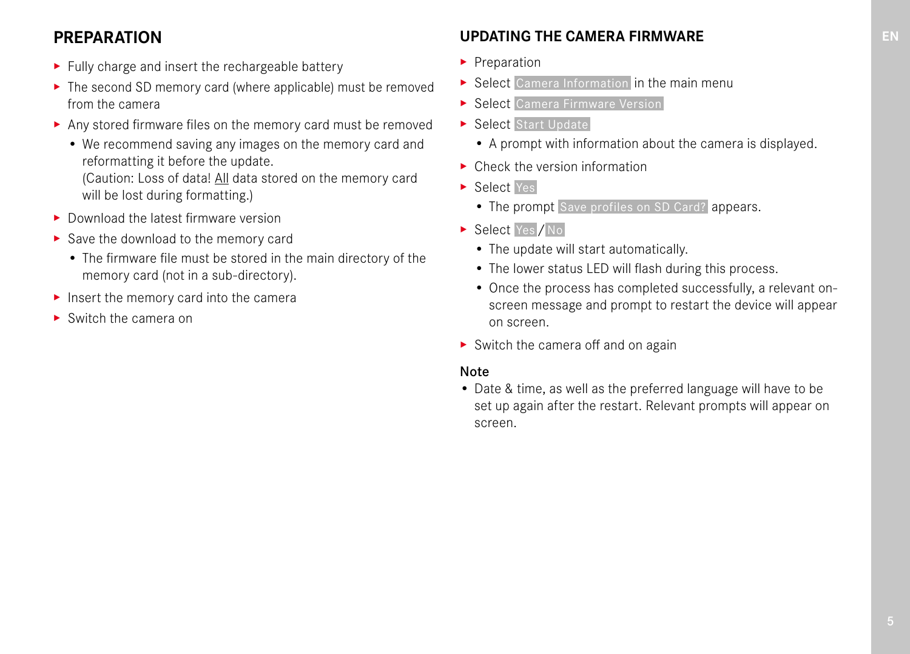## PREPARATION

- Fully charge and insert the rechargeable battery
- The second SD memory card (where applicable) must be removed from the camera
- Any stored firmware files on the memory card must be removed
  - We recommend saving any images on the memory card and reformatting it before the update.
    (Caution: Loss of data! All data stored on the memory card will be lost during formatting.)
- Download the latest firmware version
- Save the download to the memory card
  - The firmware file must be stored in the main directory of the memory card (not in a sub-directory).
- Insert the memory card into the camera
- Switch the camera on

## UPDATING THE CAMERA FIRMWARE

- Preparation
- Select Camera Information in the main menu
- Select Camera Firmware Version
- Select Start Update
  - A prompt with information about the camera is displayed.
- Check the version information
- Select Yes
  - The prompt Save profiles on SD Card? appears.
- Select Yes / No
  - The update will start automatically.
  - The lower status LED will flash during this process.
  - Once the process has completed successfully, a relevant on-screen message and prompt to restart the device will appear on screen.
- Switch the camera off and on again

**Note**

- Date & time, as well as the preferred language will have to be set up again after the restart. Relevant prompts will appear on screen.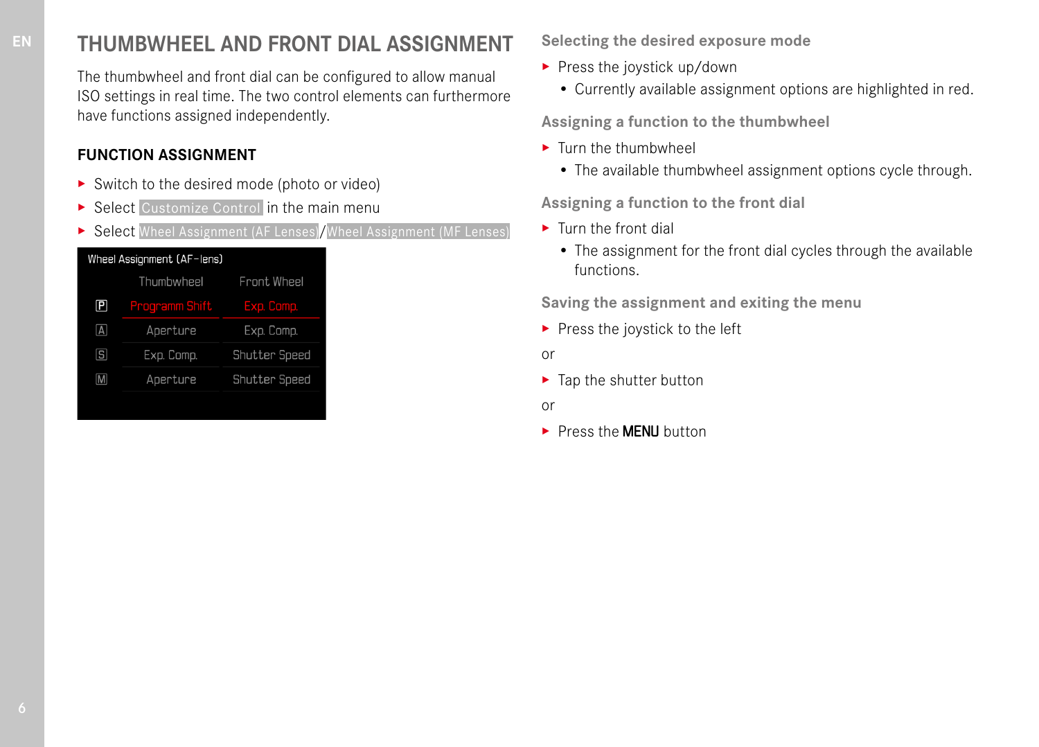# THUMBWHEEL AND FRONT DIAL ASSIGNMENT

The thumbwheel and front dial can be configured to allow manual ISO settings in real time. The two control elements can furthermore have functions assigned independently.

## FUNCTION ASSIGNMENT

- Switch to the desired mode (photo or video)
- Select Customize Control in the main menu
- Select Wheel Assignment (AF Lenses)/Wheel Assignment (MF Lenses)

Wheel Assignment (AF-lens)

| | Thumbwheel | Front Wheel |
|---|---|---|
| P | Programm Shift | Exp. Comp. |
| A | Aperture | Exp. Comp. |
| S | Exp. Comp. | Shutter Speed |
| M | Aperture | Shutter Speed |

### Selecting the desired exposure mode

- Press the joystick up/down
  - Currently available assignment options are highlighted in red.

### Assigning a function to the thumbwheel

- Turn the thumbwheel
  - The available thumbwheel assignment options cycle through.

### Assigning a function to the front dial

- Turn the front dial
  - The assignment for the front dial cycles through the available functions.

### Saving the assignment and exiting the menu

- Press the joystick to the left

or

- Tap the shutter button

or

- Press the **MENU** button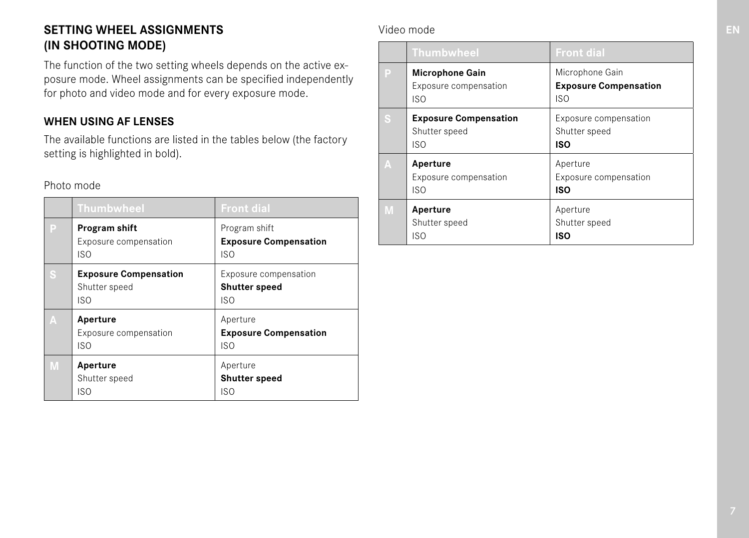## SETTING WHEEL ASSIGNMENTS (IN SHOOTING MODE)

The function of the two setting wheels depends on the active exposure mode. Wheel assignments can be specified independently for photo and video mode and for every exposure mode.

### WHEN USING AF LENSES

The available functions are listed in the tables below (the factory setting is highlighted in bold).

Photo mode

| | Thumbwheel | Front dial |
|---|---|---|
| P | **Program shift**<br>Exposure compensation<br>ISO | Program shift<br>**Exposure Compensation**<br>ISO |
| S | **Exposure Compensation**<br>Shutter speed<br>ISO | Exposure compensation<br>**Shutter speed**<br>ISO |
| A | **Aperture**<br>Exposure compensation<br>ISO | Aperture<br>**Exposure Compensation**<br>ISO |
| M | **Aperture**<br>Shutter speed<br>ISO | Aperture<br>**Shutter speed**<br>ISO |

Video mode

| | Thumbwheel | Front dial |
|---|---|---|
| P | **Microphone Gain**<br>Exposure compensation<br>ISO | Microphone Gain<br>**Exposure Compensation**<br>ISO |
| S | **Exposure Compensation**<br>Shutter speed<br>ISO | Exposure compensation<br>Shutter speed<br>**ISO** |
| A | **Aperture**<br>Exposure compensation<br>ISO | Aperture<br>Exposure compensation<br>**ISO** |
| M | **Aperture**<br>Shutter speed<br>ISO | Aperture<br>Shutter speed<br>**ISO** |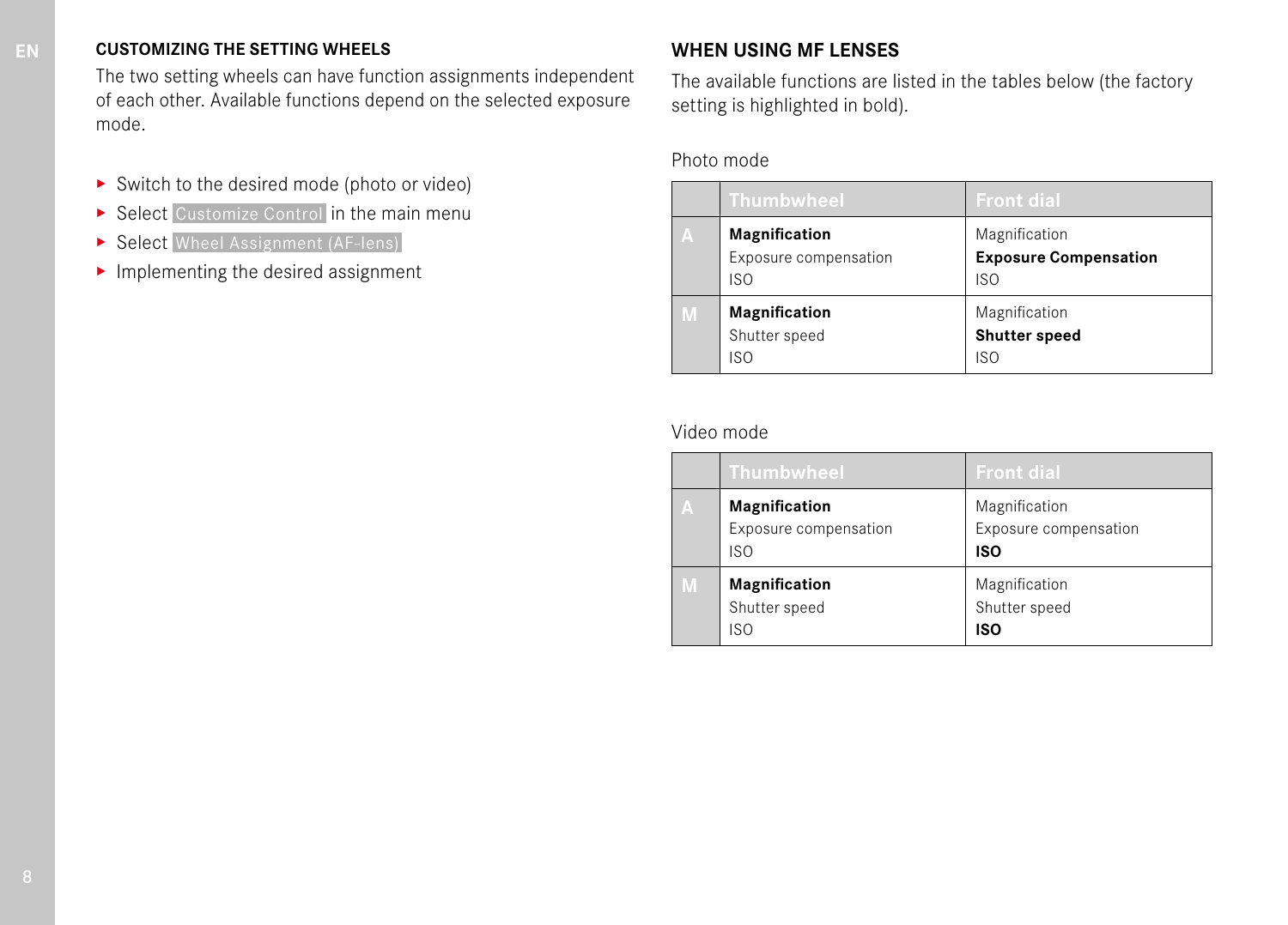### CUSTOMIZING THE SETTING WHEELS

The two setting wheels can have function assignments independent of each other. Available functions depend on the selected exposure mode.

- Switch to the desired mode (photo or video)
- Select Customize Control in the main menu
- Select Wheel Assignment (AF-lens)
- Implementing the desired assignment

## WHEN USING MF LENSES

The available functions are listed in the tables below (the factory setting is highlighted in bold).

Photo mode

| | Thumbwheel | Front dial |
|---|---|---|
| A | **Magnification**<br>Exposure compensation<br>ISO | Magnification<br>**Exposure Compensation**<br>ISO |
| M | **Magnification**<br>Shutter speed<br>ISO | Magnification<br>**Shutter speed**<br>ISO |

Video mode

| | Thumbwheel | Front dial |
|---|---|---|
| A | **Magnification**<br>Exposure compensation<br>ISO | Magnification<br>Exposure compensation<br>**ISO** |
| M | **Magnification**<br>Shutter speed<br>ISO | Magnification<br>Shutter speed<br>**ISO** |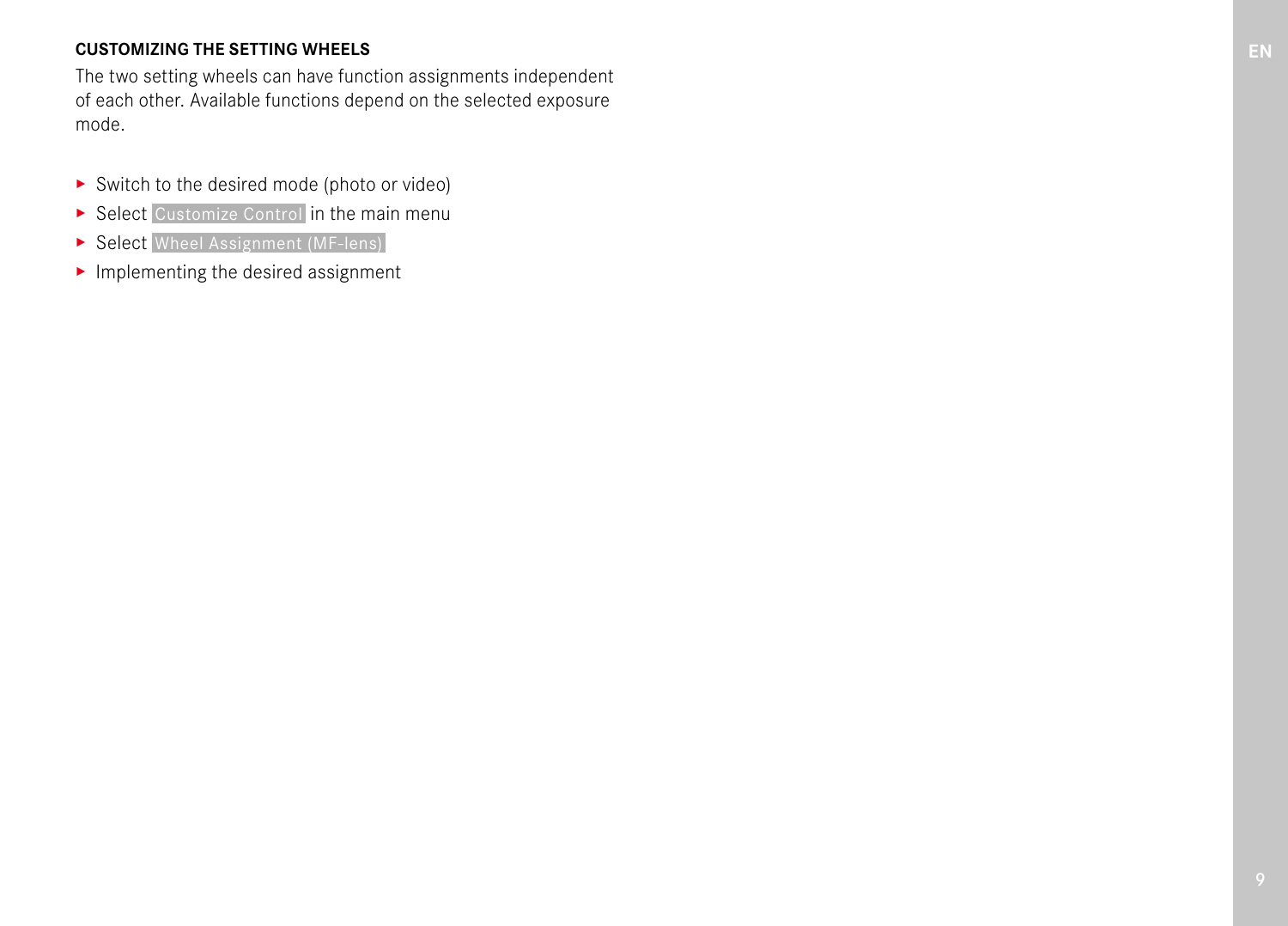### CUSTOMIZING THE SETTING WHEELS

The two setting wheels can have function assignments independent of each other. Available functions depend on the selected exposure mode.

- Switch to the desired mode (photo or video)
- Select Customize Control in the main menu
- Select Wheel Assignment (MF-lens)
- Implementing the desired assignment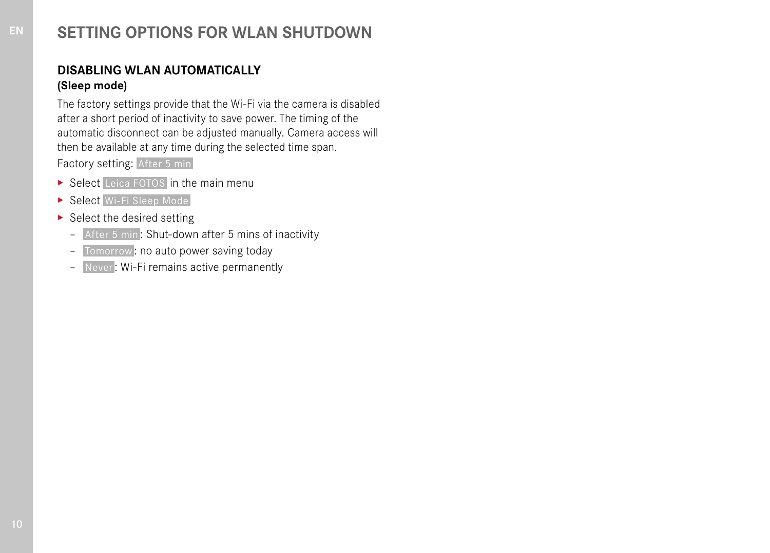# SETTING OPTIONS FOR WLAN SHUTDOWN

## DISABLING WLAN AUTOMATICALLY
**(Sleep mode)**

The factory settings provide that the Wi-Fi via the camera is disabled after a short period of inactivity to save power. The timing of the automatic disconnect can be adjusted manually. Camera access will then be available at any time during the selected time span.

Factory setting: After 5 min

- Select Leica FOTOS in the main menu
- Select Wi-Fi Sleep Mode
- Select the desired setting
  - After 5 min: Shut-down after 5 mins of inactivity
  - Tomorrow: no auto power saving today
  - Never: Wi-Fi remains active permanently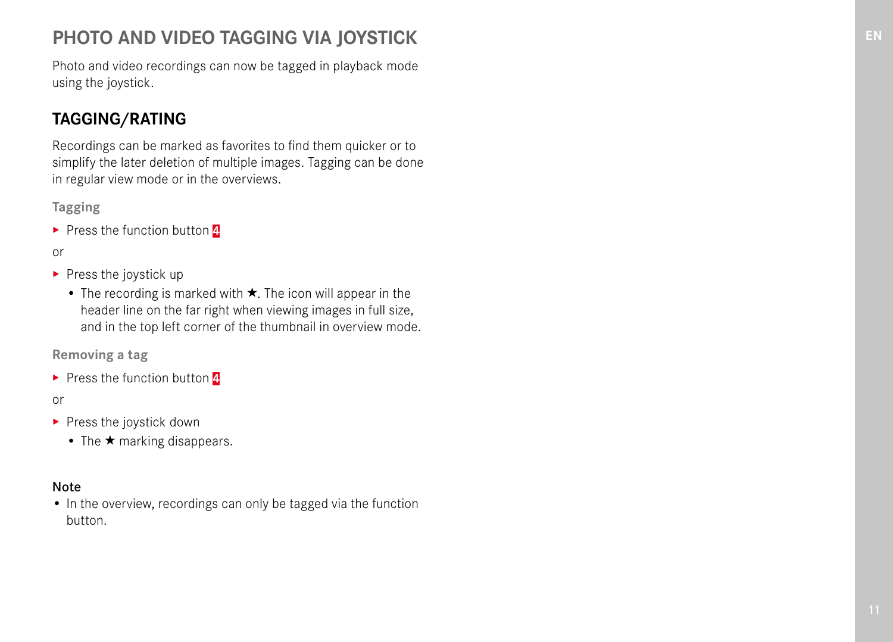# PHOTO AND VIDEO TAGGING VIA JOYSTICK

Photo and video recordings can now be tagged in playback mode using the joystick.

## TAGGING/RATING

Recordings can be marked as favorites to find them quicker or to simplify the later deletion of multiple images. Tagging can be done in regular view mode or in the overviews.

### Tagging

- Press the function button 4

or

- Press the joystick up
  - The recording is marked with ★. The icon will appear in the header line on the far right when viewing images in full size, and in the top left corner of the thumbnail in overview mode.

### Removing a tag

- Press the function button 4

or

- Press the joystick down
  - The ★ marking disappears.

**Note**

- In the overview, recordings can only be tagged via the function button.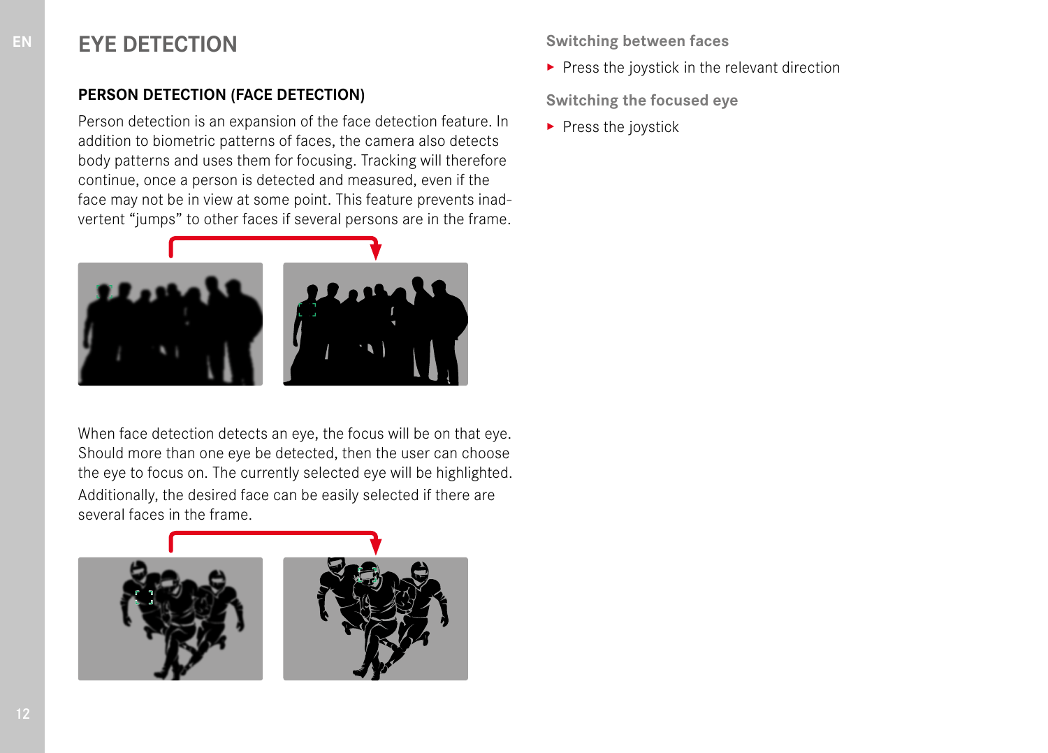# EYE DETECTION

## PERSON DETECTION (FACE DETECTION)

Person detection is an expansion of the face detection feature. In addition to biometric patterns of faces, the camera also detects body patterns and uses them for focusing. Tracking will therefore continue, once a person is detected and measured, even if the face may not be in view at some point. This feature prevents inadvertent "jumps" to other faces if several persons are in the frame.

When face detection detects an eye, the focus will be on that eye. Should more than one eye be detected, then the user can choose the eye to focus on. The currently selected eye will be highlighted. Additionally, the desired face can be easily selected if there are several faces in the frame.

### Switching between faces

- Press the joystick in the relevant direction

### Switching the focused eye

- Press the joystick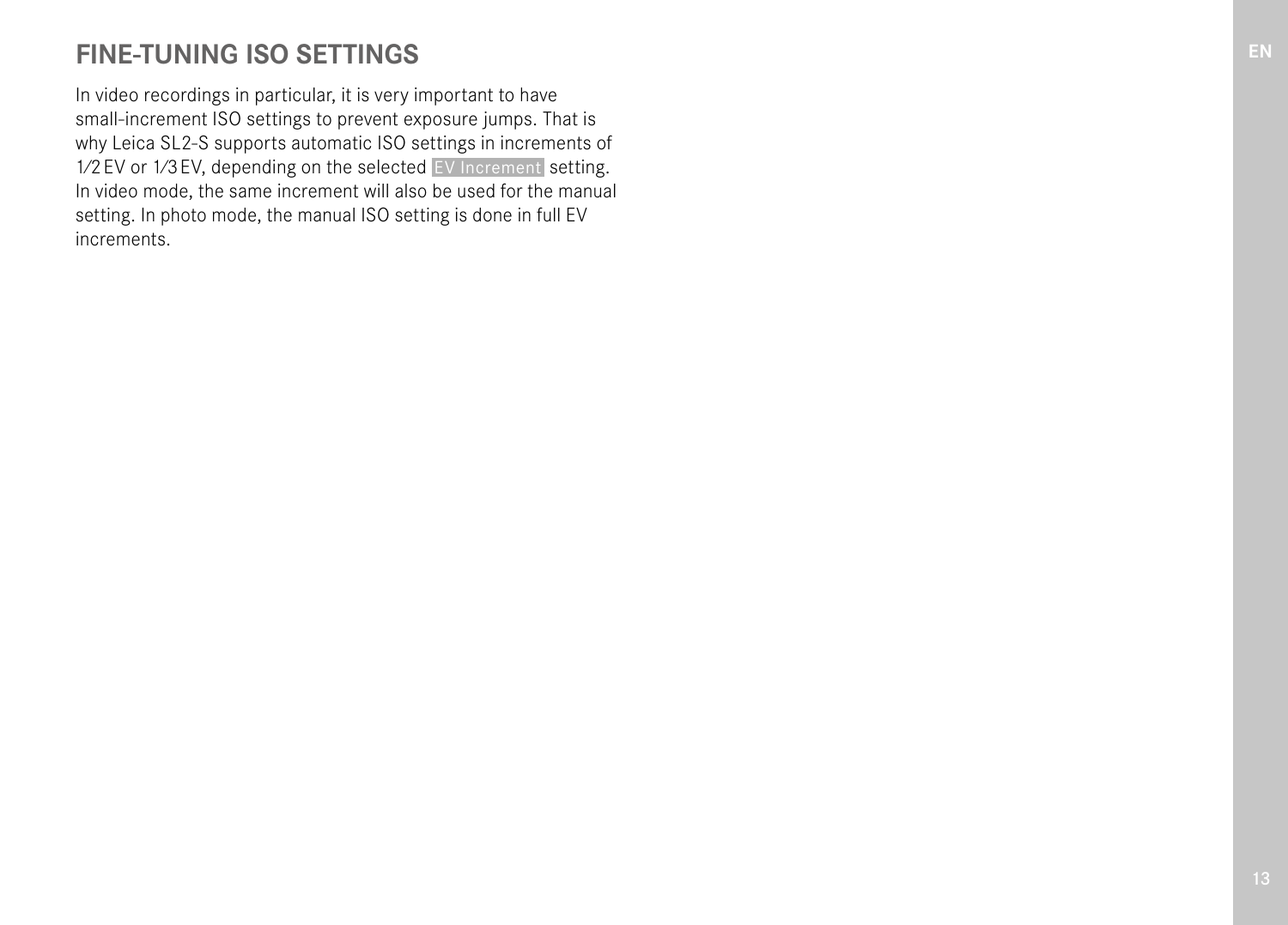## FINE-TUNING ISO SETTINGS

In video recordings in particular, it is very important to have small-increment ISO settings to prevent exposure jumps. That is why Leica SL2-S supports automatic ISO settings in increments of 1⁄2 EV or 1⁄3 EV, depending on the selected EV Increment setting. In video mode, the same increment will also be used for the manual setting. In photo mode, the manual ISO setting is done in full EV increments.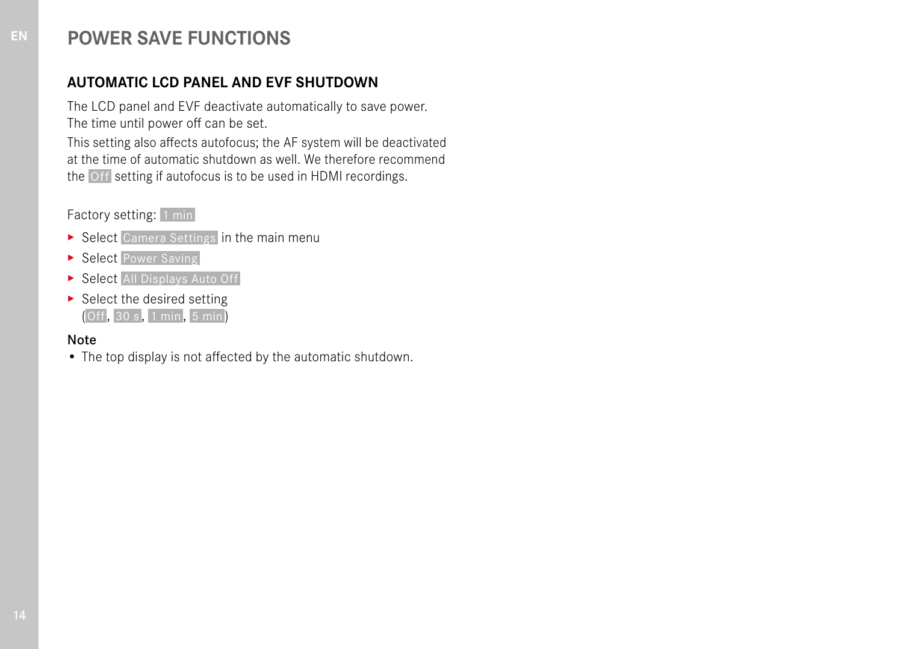# POWER SAVE FUNCTIONS

## AUTOMATIC LCD PANEL AND EVF SHUTDOWN

The LCD panel and EVF deactivate automatically to save power. The time until power off can be set.

This setting also affects autofocus; the AF system will be deactivated at the time of automatic shutdown as well. We therefore recommend the Off setting if autofocus is to be used in HDMI recordings.

Factory setting: 1 min

- Select Camera Settings in the main menu
- Select Power Saving
- Select All Displays Auto Off
- Select the desired setting (Off, 30 s, 1 min, 5 min)

Note

- The top display is not affected by the automatic shutdown.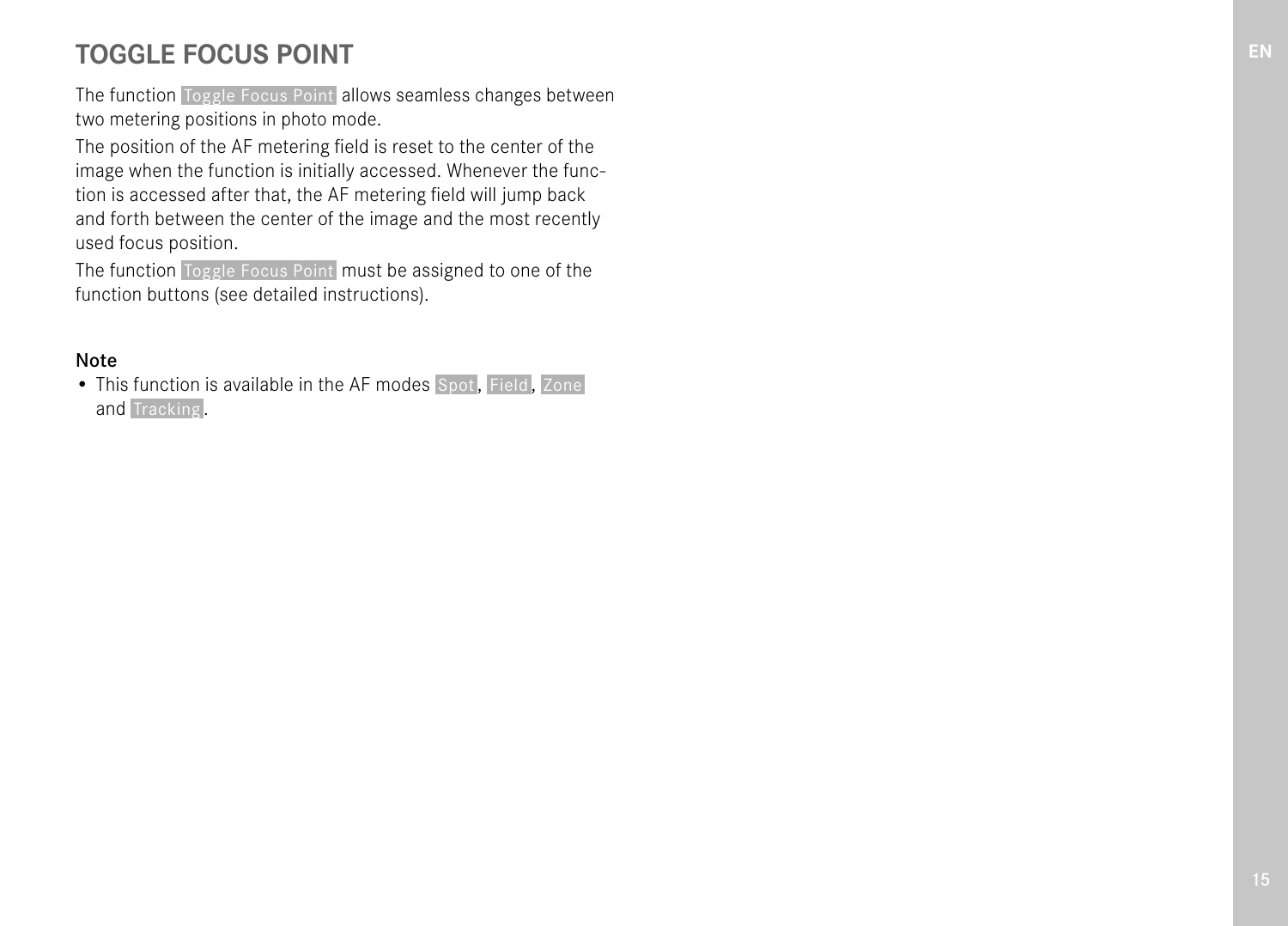# TOGGLE FOCUS POINT

The function Toggle Focus Point allows seamless changes between two metering positions in photo mode.

The position of the AF metering field is reset to the center of the image when the function is initially accessed. Whenever the function is accessed after that, the AF metering field will jump back and forth between the center of the image and the most recently used focus position.

The function Toggle Focus Point must be assigned to one of the function buttons (see detailed instructions).

**Note**

- This function is available in the AF modes Spot, Field, Zone and Tracking.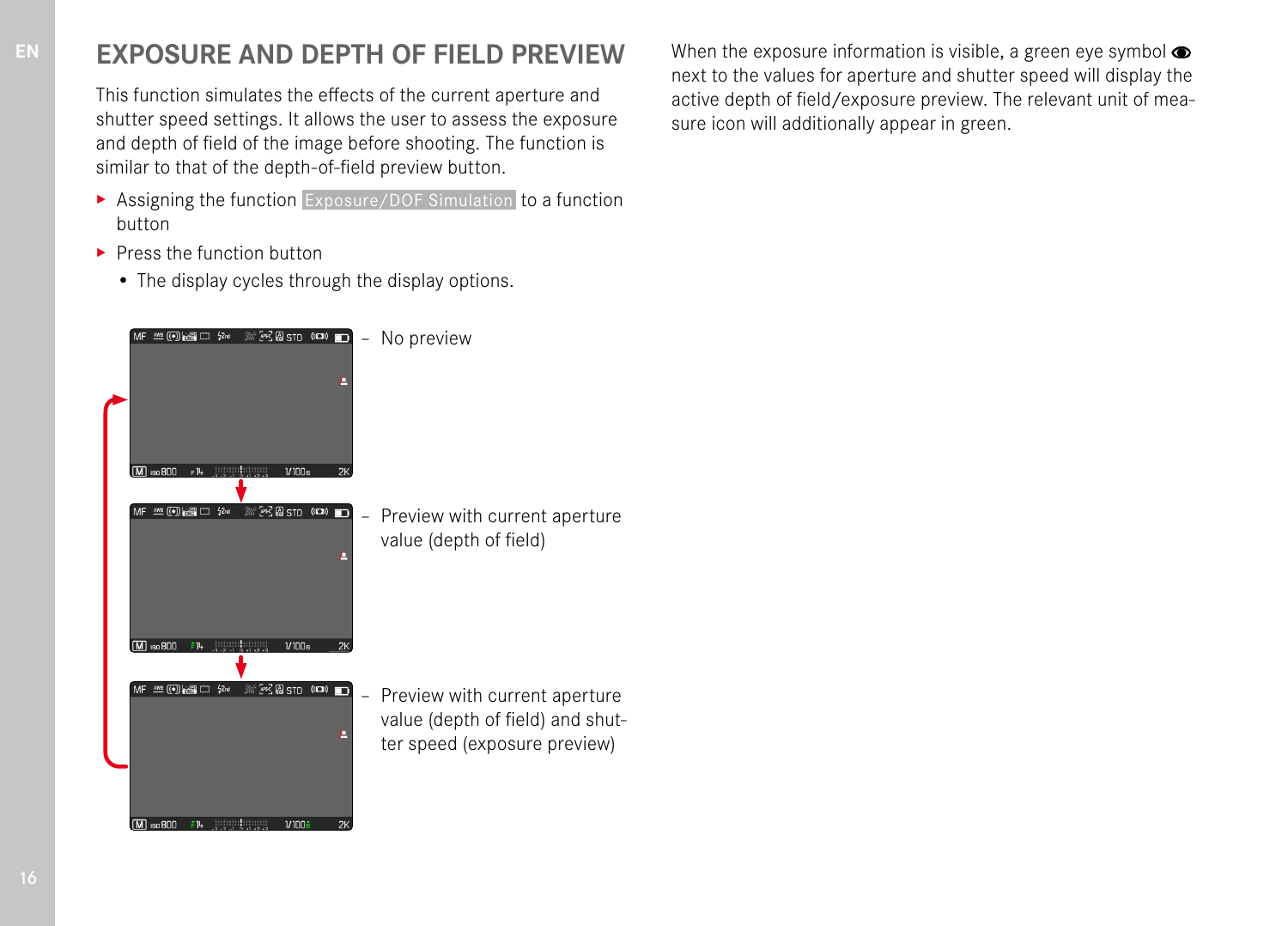# EXPOSURE AND DEPTH OF FIELD PREVIEW

This function simulates the effects of the current aperture and shutter speed settings. It allows the user to assess the exposure and depth of field of the image before shooting. The function is similar to that of the depth-of-field preview button.

- ▸ Assigning the function Exposure/DOF Simulation to a function button
- ▸ Press the function button
  - The display cycles through the display options.

– No preview

– Preview with current aperture value (depth of field)

– Preview with current aperture value (depth of field) and shutter speed (exposure preview)

When the exposure information is visible, a green eye symbol next to the values for aperture and shutter speed will display the active depth of field/exposure preview. The relevant unit of measure icon will additionally appear in green.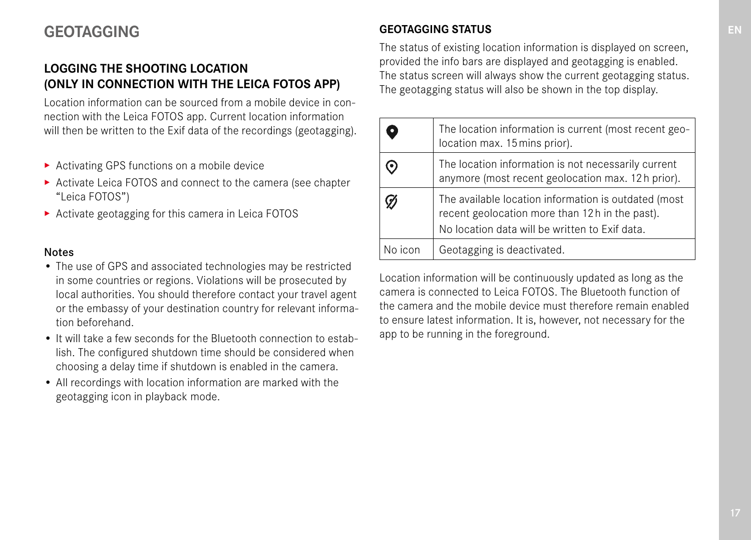# GEOTAGGING

## LOGGING THE SHOOTING LOCATION (ONLY IN CONNECTION WITH THE LEICA FOTOS APP)

Location information can be sourced from a mobile device in connection with the Leica FOTOS app. Current location information will then be written to the Exif data of the recordings (geotagging).

- ▸ Activating GPS functions on a mobile device
- ▸ Activate Leica FOTOS and connect to the camera (see chapter “Leica FOTOS”)
- ▸ Activate geotagging for this camera in Leica FOTOS

### Notes

- The use of GPS and associated technologies may be restricted in some countries or regions. Violations will be prosecuted by local authorities. You should therefore contact your travel agent or the embassy of your destination country for relevant information beforehand.
- It will take a few seconds for the Bluetooth connection to establish. The configured shutdown time should be considered when choosing a delay time if shutdown is enabled in the camera.
- All recordings with location information are marked with the geotagging icon in playback mode.

### GEOTAGGING STATUS

The status of existing location information is displayed on screen, provided the info bars are displayed and geotagging is enabled. The status screen will always show the current geotagging status. The geotagging status will also be shown in the top display.

| Icon | Status |
|---|---|
| (filled location icon) | The location information is current (most recent geolocation max. 15 mins prior). |
| (outlined location icon) | The location information is not necessarily current anymore (most recent geolocation max. 12 h prior). |
| (crossed-out location icon) | The available location information is outdated (most recent geolocation more than 12 h in the past). No location data will be written to Exif data. |
| No icon | Geotagging is deactivated. |

Location information will be continuously updated as long as the camera is connected to Leica FOTOS. The Bluetooth function of the camera and the mobile device must therefore remain enabled to ensure latest information. It is, however, not necessary for the app to be running in the foreground.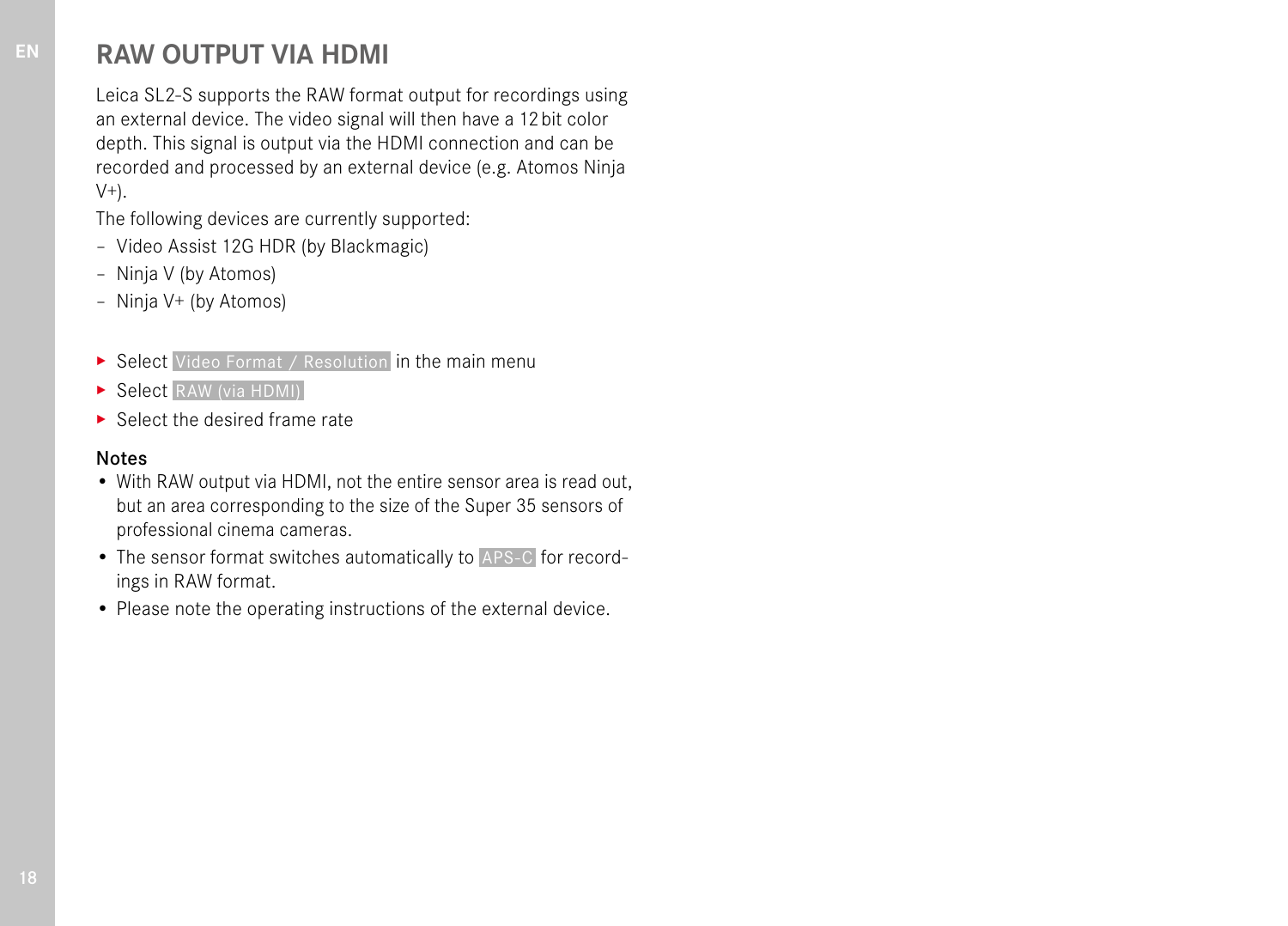# RAW OUTPUT VIA HDMI

Leica SL2-S supports the RAW format output for recordings using an external device. The video signal will then have a 12 bit color depth. This signal is output via the HDMI connection and can be recorded and processed by an external device (e.g. Atomos Ninja V+).

The following devices are currently supported:

- Video Assist 12G HDR (by Blackmagic)
- Ninja V (by Atomos)
- Ninja V+ (by Atomos)

▸ Select Video Format / Resolution in the main menu

▸ Select RAW (via HDMI)

▸ Select the desired frame rate

**Notes**

- With RAW output via HDMI, not the entire sensor area is read out, but an area corresponding to the size of the Super 35 sensors of professional cinema cameras.
- The sensor format switches automatically to APS-C for recordings in RAW format.
- Please note the operating instructions of the external device.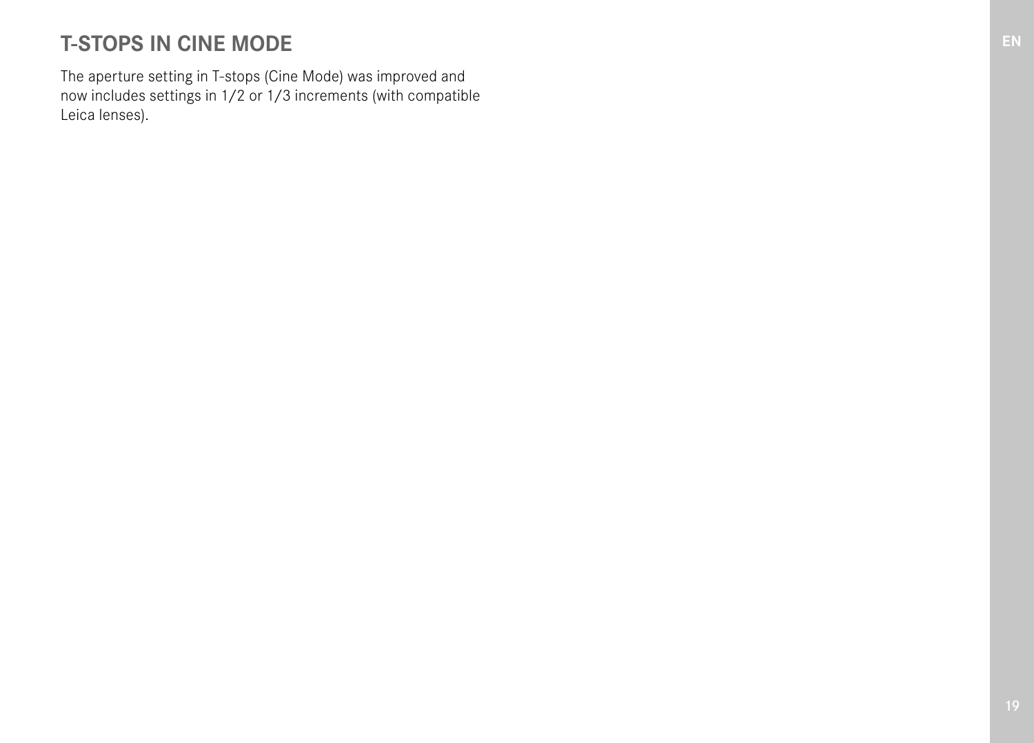## T-STOPS IN CINE MODE

The aperture setting in T-stops (Cine Mode) was improved and now includes settings in 1/2 or 1/3 increments (with compatible Leica lenses).